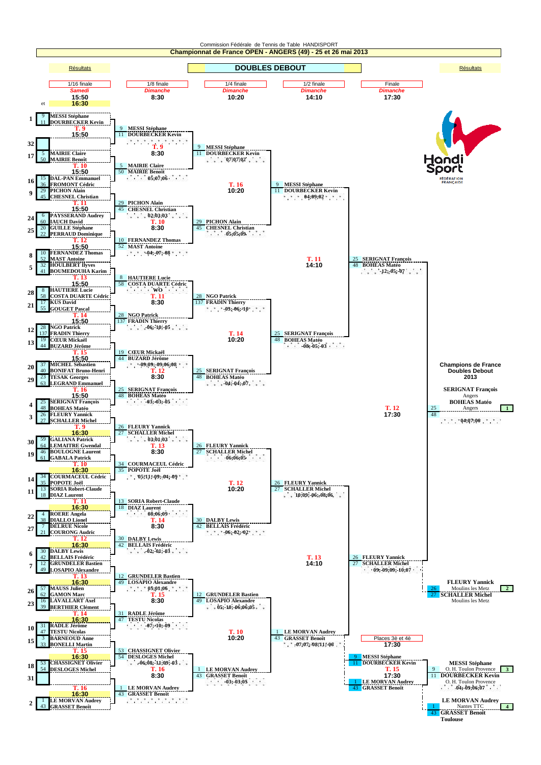Commission Fédérale de Tennis de Table HANDISPORT

# Championnat de France OPEN - ANGERS (49) - 25 et 26 mai 2013

Résultats

## DOUBLES DEBOUT

Résultats

| 1/16 finale | 1/8 finale | 1/4 finale | 1/2 finale | Finale |
|---|---|---|---|---|
| *Samedi* | *Dimanche* | *Dimanche* | *Dimanche* | *Dimanche* |
| 15:50 et 16:30 | 8:30 | 10:20 | 14:10 | 17:30 |

### 1/16 finale (Samedi)

| Tête de série | Équipe | | Match | Équipe | | Tête de série |
|---|---|---|---|---|---|---|
| 1 | 9 MESSI Stéphane / 11 DOURBECKER Kevin | vs | T. 9 – 15:50 | (vide) | | 32 |
| 17 | 5 MAIRIE Claire / 50 MAIRIE Benoit | vs | T. 10 – 15:50 | 15 DAL-PAN Emmanuel / 36 FROMONT Cédric | | 16 |
| 9 | 29 PICHON Alain / 45 CHESNEL Christian | vs | T. 11 – 15:50 | 6 PAYSSERAND Audrey / 60 IAUCH David | | 24 |
| 25 | 20 GUILLE Stéphane / 22 PERRAUD Dominique | vs | T. 12 – 15:50 | 10 FERNANDEZ Thomas / 52 MAST Antoine | | 8 |
| 5 | 32 HOULBERT Ilyves / 41 BOUMEDOUHA Karim | vs | T. 13 – 15:50 | 8 HAUTIERE Lucie / 58 COSTA DUARTE Cédric | | 28 |
| 21 | 17 KUS David / 55 GOUGET Pascal | vs | T. 14 – 15:50 | 28 NGO Patrick / 137 FRADIN Thierry | | 12 |
| 13 | 19 CŒUR Mickaël / 44 BUZARD Jérôme | vs | T. 15 – 15:50 | 37 MICHEL Sébastien / 40 BONIFAT Bruno-Henri | | 20 |
| 29 | 23 TESAK Georges / 63 LEGRAND Emmanuel | vs | T. 16 – 15:50 | 25 SERIGNAT François / 48 BOHEAS Matéo | | 4 |
| 3 | 26 FLEURY Yannick / 27 SCHALLER Michel | vs | T. 9 – 16:30 | 59 GALIANA Patrick / 64 LEMAITRE Gwendal | | 30 |
| 19 | 46 BOULOGNE Laurent / 61 GABALA Patrick | vs | T. 10 – 16:30 | 34 COURMACEUL Cédric / 35 POPOTE Joël | | 14 |
| 11 | 13 SORIA Robert-Claude / 18 DIAZ Laurent | vs | T. 11 – 16:30 | 4 ROERE Angela / 38 DIALLO Lionel | | 22 |
| 27 | 7 DELRUE Nicole / 21 COURONG Audric | vs | T. 12 – 16:30 | 30 DALBY Lewis / 42 BELLAIS Frédéric | | 6 |
| 7 | 12 GRUNDELER Bastien / 49 LOSAPIO Alexandre | vs | T. 13 – 16:30 | 57 MAUSS Julien / 62 GAMON Marc | | 26 |
| 23 | 16 LAVALLART Axel / 39 BERTHIER Clément | vs | T. 14 – 16:30 | 31 RADLE Jérôme / 47 TESTU Nicolas | | 10 |
| 15 | 3 BARNEOUD Anne / 33 BONELLI Martin | vs | T. 15 – 16:30 | 53 CHASSIGNET Olivier / 54 DESLOGES Michel | | 18 |
| 31 | (vide) | vs | T. 16 – 16:30 | 1 LE MORVAN Audrey / 43 GRASSET Benoit | | 2 |

### 1/16 finale – Vainqueurs

| Vainqueur | Score |
|---|---|
| 9 MESSI Stéphane / 11 DOURBECKER Kevin | |
| 5 MAIRIE Claire / 50 MAIRIE Benoit | 05;07;06 |
| 29 PICHON Alain / 45 CHESNEL Christian | 02;03;03 |
| 10 FERNANDEZ Thomas / 52 MAST Antoine | -04;-07;-08 |
| 8 HAUTIERE Lucie / 58 COSTA DUARTE Cédric | WO |
| 28 NGO Patrick / 137 FRADIN Thierry | -06;-10;-05 |
| 19 CŒUR Mickaël / 44 BUZARD Jérôme | -09;09;-09;06;08 |
| 25 SERIGNAT François / 48 BOHEAS Matéo | -03;-03;-05 |
| 26 FLEURY Yannick / 27 SCHALLER Michel | 03;01;03 |
| 34 COURMACEUL Cédric / 35 POPOTE Joël | 05;11;-09;-04;-09 |
| 13 SORIA Robert-Claude / 18 DIAZ Laurent | 08;06;09 |
| 30 DALBY Lewis / 42 BELLAIS Frédéric | -02;-01;-03 |
| 12 GRUNDELER Bastien / 49 LOSAPIO Alexandre | 05;01;06 |
| 31 RADLE Jérôme / 47 TESTU Nicolas | -07;-10;-09 |
| 53 CHASSIGNET Olivier / 54 DESLOGES Michel | -06;08;-11;09;-03 |
| 1 LE MORVAN Audrey / 43 GRASSET Benoit | |

### 1/8 finale (Dimanche 8:30)

| Match | Équipe 1 | Équipe 2 | Vainqueur | Score |
|---|---|---|---|---|
| T. 9 – 8:30 | 9 MESSI Stéphane / 11 DOURBECKER Kevin | 5 MAIRIE Claire / 50 MAIRIE Benoit | 9 MESSI Stéphane / 11 DOURBECKER Kevin | 07;07;02 |
| T. 10 – 8:30 | 29 PICHON Alain / 45 CHESNEL Christian | 10 FERNANDEZ Thomas / 52 MAST Antoine | 29 PICHON Alain / 45 CHESNEL Christian | 05;05;09 |
| T. 11 – 8:30 | 8 HAUTIERE Lucie / 58 COSTA DUARTE Cédric | 28 NGO Patrick / 137 FRADIN Thierry | 28 NGO Patrick / 137 FRADIN Thierry | -03;-06;-10 |
| T. 12 – 8:30 | 19 CŒUR Mickaël / 44 BUZARD Jérôme | 25 SERIGNAT François / 48 BOHEAS Matéo | 25 SERIGNAT François / 48 BOHEAS Matéo | -04;-04;-07 |
| T. 13 – 8:30 | 26 FLEURY Yannick / 27 SCHALLER Michel | 34 COURMACEUL Cédric / 35 POPOTE Joël | 26 FLEURY Yannick / 27 SCHALLER Michel | 06;06;05 |
| T. 14 – 8:30 | 13 SORIA Robert-Claude / 18 DIAZ Laurent | 30 DALBY Lewis / 42 BELLAIS Frédéric | 30 DALBY Lewis / 42 BELLAIS Frédéric | -06;-02;-02 |
| T. 15 – 8:30 | 12 GRUNDELER Bastien / 49 LOSAPIO Alexandre | 31 RADLE Jérôme / 47 TESTU Nicolas | 12 GRUNDELER Bastien / 49 LOSAPIO Alexandre | 05;-10;-06;06;05 |
| T. 16 – 8:30 | 53 CHASSIGNET Olivier / 54 DESLOGES Michel | 1 LE MORVAN Audrey / 43 GRASSET Benoit | 1 LE MORVAN Audrey / 43 GRASSET Benoit | -03;-03;05 |

### 1/4 finale (Dimanche 10:20)

| Match | Équipe 1 | Équipe 2 | Vainqueur | Score |
|---|---|---|---|---|
| T. 16 – 10:20 | 9 MESSI Stéphane / 11 DOURBECKER Kevin | 29 PICHON Alain / 45 CHESNEL Christian | 9 MESSI Stéphane / 11 DOURBECKER Kevin | 04;09;02 |
| T. 14 – 10:20 | 28 NGO Patrick / 137 FRADIN Thierry | 25 SERIGNAT François / 48 BOHEAS Matéo | 25 SERIGNAT François / 48 BOHEAS Matéo | -08;-05;-03 |
| T. 12 – 10:20 | 26 FLEURY Yannick / 27 SCHALLER Michel | 30 DALBY Lewis / 42 BELLAIS Frédéric | 26 FLEURY Yannick / 27 SCHALLER Michel | 10;09;-06;-08;06 |
| T. 10 – 10:20 | 12 GRUNDELER Bastien / 49 LOSAPIO Alexandre | 1 LE MORVAN Audrey / 43 GRASSET Benoit | 1 LE MORVAN Audrey / 43 GRASSET Benoit | -07;07;-08;11;-06 |

### 1/2 finale (Dimanche 14:10)

| Match | Équipe 1 | Équipe 2 | Vainqueur | Score |
|---|---|---|---|---|
| T. 11 – 14:10 | 9 MESSI Stéphane / 11 DOURBECKER Kevin | 25 SERIGNAT François / 48 BOHEAS Matéo | 25 SERIGNAT François / 48 BOHEAS Matéo | -12;-05;-07 |
| T. 13 – 14:10 | 26 FLEURY Yannick / 27 SCHALLER Michel | 1 LE MORVAN Audrey / 43 GRASSET Benoit | 26 FLEURY Yannick / 27 SCHALLER Michel | 09;-09;09;-10;07 |

### Finale (Dimanche 17:30) – T. 12

25 SERIGNAT François / 48 BOHEAS Matéo vs 26 FLEURY Yannick / 27 SCHALLER Michel : 04;07;08

### Places 3è et 4è (17:30) – T. 15

9 MESSI Stéphane / 11 DOURBECKER Kevin vs 1 LE MORVAN Audrey / 43 GRASSET Benoit : -04;-09;06;07

## Champions de France Doubles Debout 2013

| Place | Équipe | Club |
|---|---|---|
| 1 | 25 SERIGNAT François / 48 BOHEAS Matéo | Angers / Angers |
| 2 | 26 FLEURY Yannick / 27 SCHALLER Michel | Moulins les Metz / Moulins les Metz |
| 3 | 9 MESSI Stéphane / 11 DOURBECKER Kevin | O. H. Toulon Provence / O. H. Toulon Provence |
| 4 | 1 LE MORVAN Audrey / 43 GRASSET Benoit | Nantes TTC / Toulouse |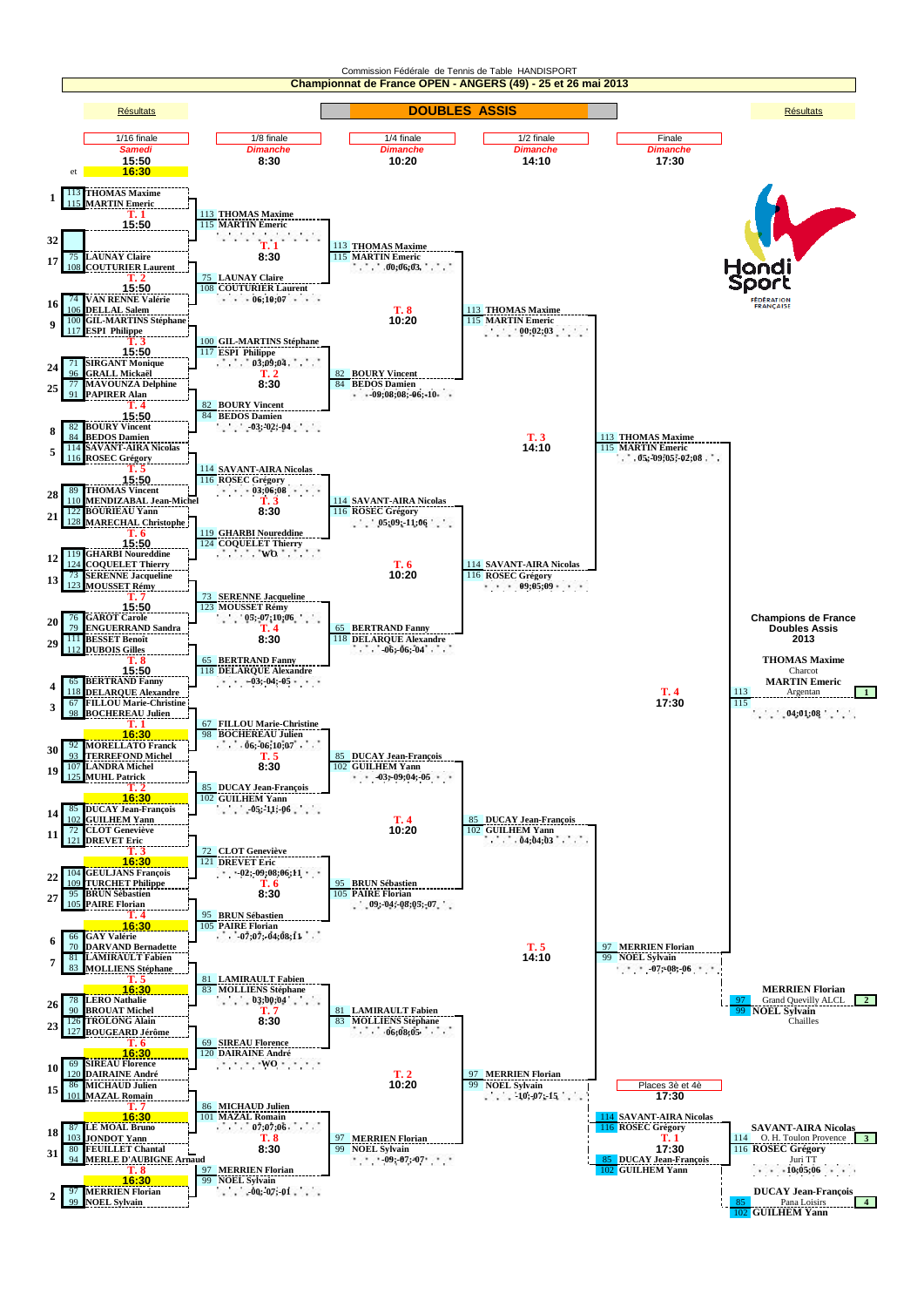Commission Fédérale de Tennis de Table HANDISPORT

# Championnat de France OPEN - ANGERS (49) - 25 et 26 mai 2013

## DOUBLES ASSIS

Résultats

| 1/16 finale | 1/8 finale | 1/4 finale | 1/2 finale | Finale |
|---|---|---|---|---|
| *Samedi* | *Dimanche* | *Dimanche* | *Dimanche* | *Dimanche* |
| 15:50 et 16:30 | 8:30 | 10:20 | 14:10 | 17:30 |

### 1/16 finale

| Tête de série | Joueurs | Table / Heure |
|---|---|---|
| 1 | 113 THOMAS Maxime / 115 MARTIN Emeric | T. 1 15:50 |
| 32 | – | |
| 17 | 75 LAUNAY Claire / 108 COUTURIER Laurent | T. 2 15:50 |
| 16 | 74 VAN RENNE Valérie / 106 DELLAL Salem | |
| 9 | 100 GIL-MARTINS Stéphane / 117 ESPI Philippe | T. 3 15:50 |
| 24 | 71 SIRGANT Monique / 96 GRALL Mickaël | |
| 25 | 77 MAVOUNZA Delphine / 91 PAPIRER Alan | T. 4 15:50 |
| 8 | 82 BOURY Vincent / 84 BEDOS Damien | |
| 5 | 114 SAVANT-AIRA Nicolas / 116 ROSEC Grégory | T. 5 15:50 |
| 28 | 89 THOMAS Vincent / 110 MENDIZABAL Jean-Michel | |
| 21 | 122 BOURIEAU Yann / 128 MARECHAL Christophe | T. 6 15:50 |
| 12 | 119 GHARBI Noureddine / 124 COQUELET Thierry | |
| 13 | 73 SERENNE Jacqueline / 123 MOUSSET Rémy | T. 7 15:50 |
| 20 | 76 GAROT Carole / 79 ENGUERRAND Sandra | |
| 29 | 111 BESSET Benoît / 112 DUBOIS Gilles | T. 8 15:50 |
| 4 | 65 BERTRAND Fanny / 118 DELARQUE Alexandre | |
| 3 | 67 FILLOU Marie-Christine / 98 BOCHEREAU Julien | T. 1 16:30 |
| 30 | 92 MORELLATO Franck / 93 TERREFOND Michel | |
| 19 | 107 LANDRA Michel / 125 MUHL Patrick | T. 2 16:30 |
| 14 | 85 DUCAY Jean-François / 102 GUILHEM Yann | |
| 11 | 72 CLOT Geneviève / 121 DREVET Eric | T. 3 16:30 |
| 22 | 104 GEULJANS François / 109 TURCHET Philippe | |
| 27 | 95 BRUN Sébastien / 105 PAIRE Florian | T. 4 16:30 |
| 6 | 66 GAY Valérie / 70 DARVAND Bernadette | |
| 7 | 81 LAMIRAULT Fabien / 83 MOLLIENS Stéphane | T. 5 16:30 |
| 26 | 78 LERO Nathalie / 90 BROUAT Michel | |
| 23 | 126 TROLONG Alain / 127 BOUGEARD Jérôme | T. 6 16:30 |
| 10 | 69 SIREAU Florence / 120 DAIRAINE André | |
| 15 | 86 MICHAUD Julien / 101 MAZAL Romain | T. 7 16:30 |
| 18 | 87 LE MOAL Bruno / 103 JONDOT Yann | |
| 31 | 80 FEUILLET Chantal / 94 MERLE D'AUBIGNE Arnaud | T. 8 16:30 |
| 2 | 97 MERRIEN Florian / 99 NOEL Sylvain | |

### 1/8 finale (Dimanche 8:30)

| Vainqueurs 1/16 | Score | Table |
|---|---|---|
| 113 THOMAS Maxime / 115 MARTIN Emeric | | T. 1 |
| 75 LAUNAY Claire / 108 COUTURIER Laurent | 06;10;07 | T. 1 |
| 100 GIL-MARTINS Stéphane / 117 ESPI Philippe | 03;09;04 | T. 2 |
| 82 BOURY Vincent / 84 BEDOS Damien | -03;-02;-04 | T. 2 |
| 114 SAVANT-AIRA Nicolas / 116 ROSEC Grégory | 03;06;08 | T. 3 |
| 119 GHARBI Noureddine / 124 COQUELET Thierry | WO | T. 3 |
| 73 SERENNE Jacqueline / 123 MOUSSET Rémy | 05;-07;10;06 | T. 4 |
| 65 BERTRAND Fanny / 118 DELARQUE Alexandre | -03;-04;-05 | T. 4 |
| 67 FILLOU Marie-Christine / 98 BOCHEREAU Julien | 06;-06;10;07 | T. 5 |
| 85 DUCAY Jean-François / 102 GUILHEM Yann | -05;-11;-06 | T. 5 |
| 72 CLOT Geneviève / 121 DREVET Eric | -02;-09;08;06;11 | T. 6 |
| 95 BRUN Sébastien / 105 PAIRE Florian | -07;07;-04;08;11 | T. 6 |
| 81 LAMIRAULT Fabien / 83 MOLLIENS Stéphane | 03;00;04 | T. 7 |
| 69 SIREAU Florence / 120 DAIRAINE André | WO | T. 7 |
| 86 MICHAUD Julien / 101 MAZAL Romain | 07;07;06 | T. 8 |
| 97 MERRIEN Florian / 99 NOEL Sylvain | -00;-07;-01 | T. 8 |

### 1/4 finale (Dimanche 10:20)

| Vainqueurs 1/8 | Score | Table |
|---|---|---|
| 113 THOMAS Maxime / 115 MARTIN Emeric | 00;06;03 | T. 8 |
| 82 BOURY Vincent / 84 BEDOS Damien | -09;08;08;-06;-10 | T. 8 |
| 114 SAVANT-AIRA Nicolas / 116 ROSEC Grégory | 05;09;-11;06 | T. 6 |
| 65 BERTRAND Fanny / 118 DELARQUE Alexandre | -06;-06;-04 | T. 6 |
| 85 DUCAY Jean-François / 102 GUILHEM Yann | -03;-09;04;-05 | T. 4 |
| 95 BRUN Sébastien / 105 PAIRE Florian | 09;-04;-08;03;-07 | T. 4 |
| 81 LAMIRAULT Fabien / 83 MOLLIENS Stéphane | 06;08;05 | T. 2 |
| 97 MERRIEN Florian / 99 NOEL Sylvain | -09;-07;-07 | T. 2 |

### 1/2 finale (Dimanche 14:10)

| Vainqueurs 1/4 | Score | Table |
|---|---|---|
| 113 THOMAS Maxime / 115 MARTIN Emeric | 00;02;03 | T. 3 14:10 |
| 114 SAVANT-AIRA Nicolas / 116 ROSEC Grégory | 09;05;09 | T. 3 14:10 |
| 85 DUCAY Jean-François / 102 GUILHEM Yann | 04;04;03 | T. 5 14:10 |
| 97 MERRIEN Florian / 99 NOEL Sylvain | -10;-07;-15 | T. 5 14:10 |

### Finale (Dimanche 17:30)

| Finalistes | Score | Table |
|---|---|---|
| 113 THOMAS Maxime / 115 MARTIN Emeric | 05;-09;05;-02;08 | T. 4 17:30 |
| 97 MERRIEN Florian / 99 NOEL Sylvain | -07;-08;-06 | T. 4 17:30 |

Vainqueur : 113 / 115 — 04;01;08

### Places 3è et 4è (17:30)

| Joueurs | Score | Table |
|---|---|---|
| 114 SAVANT-AIRA Nicolas / 116 ROSEC Grégory | 10;05;06 | T. 1 17:30 |
| 85 DUCAY Jean-François / 102 GUILHEM Yann | | T. 1 17:30 |

### Champions de France Doubles Assis 2013

| Place | Joueurs | Club |
|---|---|---|
| 1 | 113 THOMAS Maxime / 115 MARTIN Emeric | Charcot / Argentan |
| 2 | 97 MERRIEN Florian / 99 NOEL Sylvain | Grand Quevilly ALCL / Chailles |
| 3 | 114 SAVANT-AIRA Nicolas / 116 ROSEC Grégory | O. H. Toulon Provence / Juri TT |
| 4 | 85 DUCAY Jean-François / 102 GUILHEM Yann | Pana Loisirs |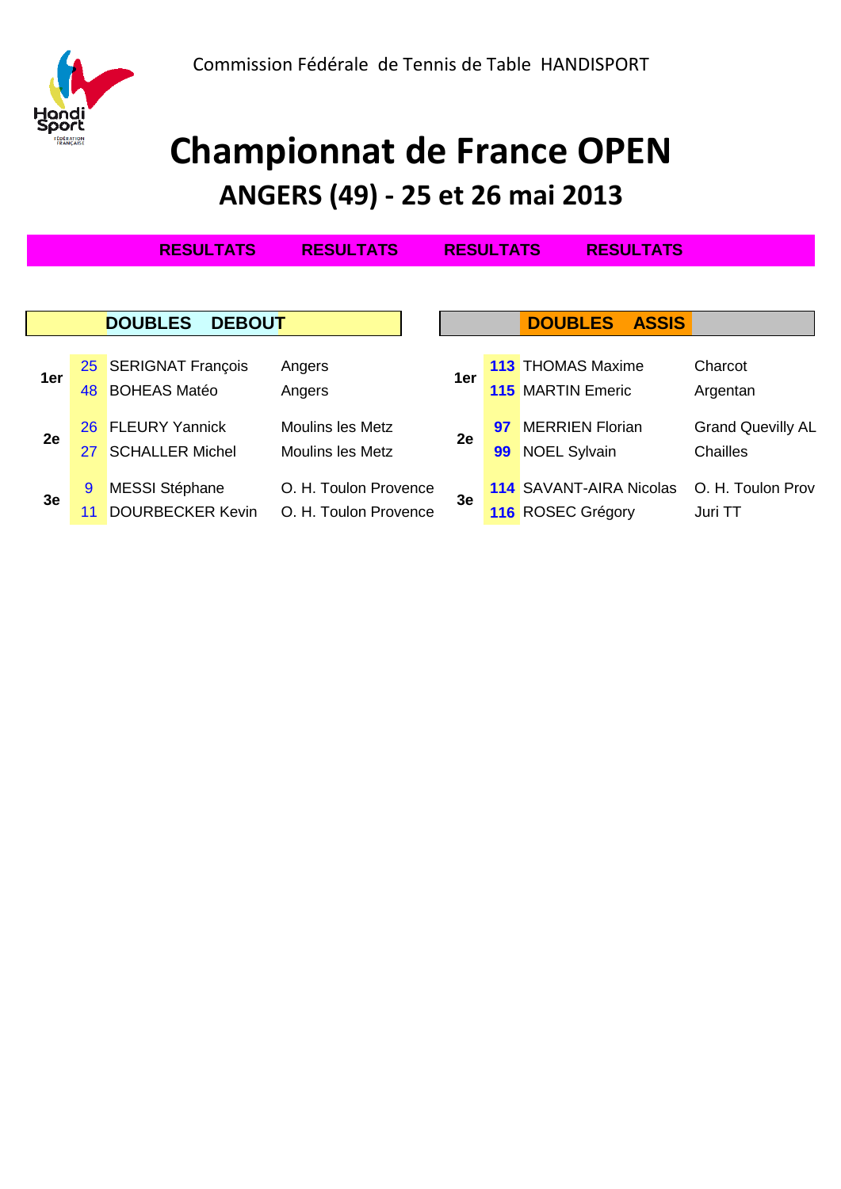Commission Fédérale de Tennis de Table HANDISPORT

# Championnat de France OPEN

## ANGERS (49) - 25 et 26 mai 2013

**RESULTATS RESULTATS RESULTATS RESULTATS**

### DOUBLES DEBOUT

| | | | |
|---|---|---|---|
| 1er | 25 | SERIGNAT François | Angers |
| | 48 | BOHEAS Matéo | Angers |
| 2e | 26 | FLEURY Yannick | Moulins les Metz |
| | 27 | SCHALLER Michel | Moulins les Metz |
| 3e | 9 | MESSI Stéphane | O. H. Toulon Provence |
| | 11 | DOURBECKER Kevin | O. H. Toulon Provence |

### DOUBLES ASSIS

| | | | |
|---|---|---|---|
| 1er | 113 | THOMAS Maxime | Charcot |
| | 115 | MARTIN Emeric | Argentan |
| 2e | 97 | MERRIEN Florian | Grand Quevilly AL |
| | 99 | NOEL Sylvain | Chailles |
| 3e | 114 | SAVANT-AIRA Nicolas | O. H. Toulon Prov |
| | 116 | ROSEC Grégory | Juri TT |